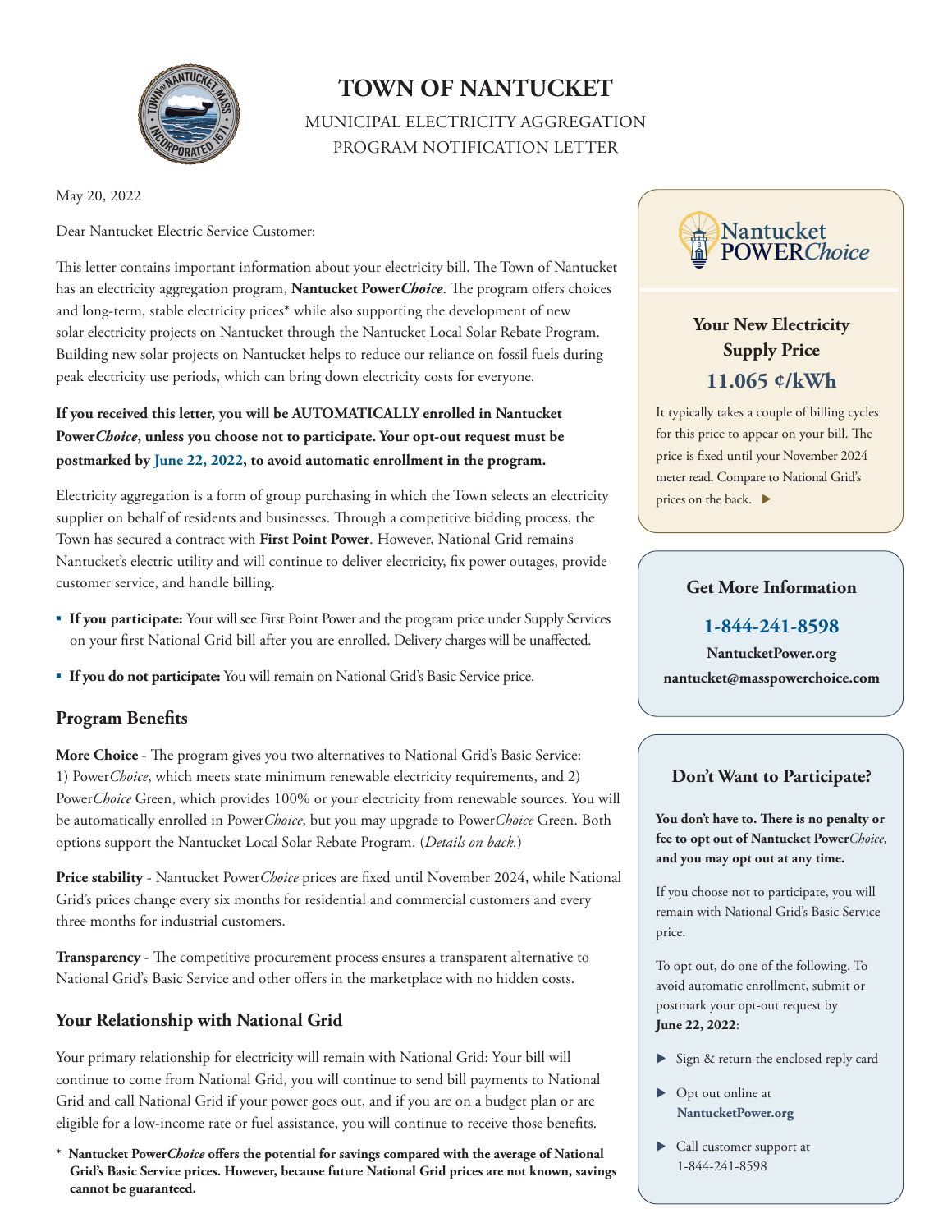# TOWN OF NANTUCKET

MUNICIPAL ELECTRICITY AGGREGATION PROGRAM NOTIFICATION LETTER

May 20, 2022

Dear Nantucket Electric Service Customer:

This letter contains important information about your electricity bill. The Town of Nantucket has an electricity aggregation program, **Nantucket Power*Choice***. The program offers choices and long-term, stable electricity prices* while also supporting the development of new solar electricity projects on Nantucket through the Nantucket Local Solar Rebate Program. Building new solar projects on Nantucket helps to reduce our reliance on fossil fuels during peak electricity use periods, which can bring down electricity costs for everyone.

**If you received this letter, you will be AUTOMATICALLY enrolled in Nantucket Power*Choice*, unless you choose not to participate. Your opt-out request must be postmarked by June 22, 2022, to avoid automatic enrollment in the program.**

Electricity aggregation is a form of group purchasing in which the Town selects an electricity supplier on behalf of residents and businesses. Through a competitive bidding process, the Town has secured a contract with **First Point Power**. However, National Grid remains Nantucket's electric utility and will continue to deliver electricity, fix power outages, provide customer service, and handle billing.

- **If you participate:** Your will see First Point Power and the program price under Supply Services on your first National Grid bill after you are enrolled. Delivery charges will be unaffected.
- **If you do not participate:** You will remain on National Grid's Basic Service price.

## Program Benefits

**More Choice** - The program gives you two alternatives to National Grid's Basic Service: 1) Power*Choice*, which meets state minimum renewable electricity requirements, and 2) Power*Choice* Green, which provides 100% or your electricity from renewable sources. You will be automatically enrolled in Power*Choice*, but you may upgrade to Power*Choice* Green. Both options support the Nantucket Local Solar Rebate Program. (*Details on back.*)

**Price stability** - Nantucket Power*Choice* prices are fixed until November 2024, while National Grid's prices change every six months for residential and commercial customers and every three months for industrial customers.

**Transparency** - The competitive procurement process ensures a transparent alternative to National Grid's Basic Service and other offers in the marketplace with no hidden costs.

## Your Relationship with National Grid

Your primary relationship for electricity will remain with National Grid: Your bill will continue to come from National Grid, you will continue to send bill payments to National Grid and call National Grid if your power goes out, and if you are on a budget plan or are eligible for a low-income rate or fuel assistance, you will continue to receive those benefits.

\* **Nantucket Power*Choice* offers the potential for savings compared with the average of National Grid's Basic Service prices. However, because future National Grid prices are not known, savings cannot be guaranteed.**

---

Nantucket POWER*Choice*

### Your New Electricity Supply Price

**11.065 ¢/kWh**

It typically takes a couple of billing cycles for this price to appear on your bill. The price is fixed until your November 2024 meter read. Compare to National Grid's prices on the back. ▶

### Get More Information

**1-844-241-8598**

**NantucketPower.org**

**nantucket@masspowerchoice.com**

### Don't Want to Participate?

**You don't have to. There is no penalty or fee to opt out of Nantucket Power*Choice*, and you may opt out at any time.**

If you choose not to participate, you will remain with National Grid's Basic Service price.

To opt out, do one of the following. To avoid automatic enrollment, submit or postmark your opt-out request by **June 22, 2022**:

- Sign & return the enclosed reply card
- Opt out online at **NantucketPower.org**
- Call customer support at 1-844-241-8598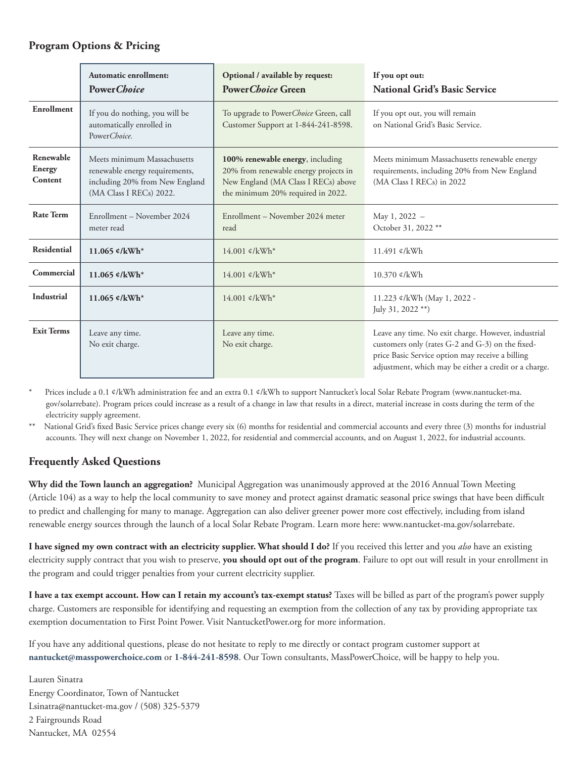## Program Options & Pricing

| | Automatic enrollment: **Power*Choice*** | Optional / available by request: **Power*Choice* Green** | If you opt out: **National Grid's Basic Service** |
|---|---|---|---|
| **Enrollment** | If you do nothing, you will be automatically enrolled in Power*Choice.* | To upgrade to Power*Choice* Green, call Customer Support at 1-844-241-8598. | If you opt out, you will remain on National Grid's Basic Service. |
| **Renewable Energy Content** | Meets minimum Massachusetts renewable energy requirements, including 20% from New England (MA Class I RECs) 2022. | **100% renewable energy**, including 20% from renewable energy projects in New England (MA Class I RECs) above the minimum 20% required in 2022. | Meets minimum Massachusetts renewable energy requirements, including 20% from New England (MA Class I RECs) in 2022 |
| **Rate Term** | Enrollment – November 2024 meter read | Enrollment – November 2024 meter read | May 1, 2022 – October 31, 2022 ** |
| **Residential** | **11.065 ¢/kWh*** | 14.001 ¢/kWh* | 11.491 ¢/kWh |
| **Commercial** | **11.065 ¢/kWh*** | 14.001 ¢/kWh* | 10.370 ¢/kWh |
| **Industrial** | **11.065 ¢/kWh*** | 14.001 ¢/kWh* | 11.223 ¢/kWh (May 1, 2022 - July 31, 2022 **) |
| **Exit Terms** | Leave any time. No exit charge. | Leave any time. No exit charge. | Leave any time. No exit charge. However, industrial customers only (rates G-2 and G-3) on the fixed-price Basic Service option may receive a billing adjustment, which may be either a credit or a charge. |

\* Prices include a 0.1 ¢/kWh administration fee and an extra 0.1 ¢/kWh to support Nantucket's local Solar Rebate Program (www.nantucket-ma.gov/solarrebate). Program prices could increase as a result of a change in law that results in a direct, material increase in costs during the term of the electricity supply agreement.

\** National Grid's fixed Basic Service prices change every six (6) months for residential and commercial accounts and every three (3) months for industrial accounts. They will next change on November 1, 2022, for residential and commercial accounts, and on August 1, 2022, for industrial accounts.

## Frequently Asked Questions

**Why did the Town launch an aggregation?** Municipal Aggregation was unanimously approved at the 2016 Annual Town Meeting (Article 104) as a way to help the local community to save money and protect against dramatic seasonal price swings that have been difficult to predict and challenging for many to manage. Aggregation can also deliver greener power more cost effectively, including from island renewable energy sources through the launch of a local Solar Rebate Program. Learn more here: www.nantucket-ma.gov/solarrebate.

**I have signed my own contract with an electricity supplier. What should I do?** If you received this letter and you *also* have an existing electricity supply contract that you wish to preserve, **you should opt out of the program**. Failure to opt out will result in your enrollment in the program and could trigger penalties from your current electricity supplier.

**I have a tax exempt account. How can I retain my account's tax-exempt status?** Taxes will be billed as part of the program's power supply charge. Customers are responsible for identifying and requesting an exemption from the collection of any tax by providing appropriate tax exemption documentation to First Point Power. Visit NantucketPower.org for more information.

If you have any additional questions, please do not hesitate to reply to me directly or contact program customer support at **nantucket@masspowerchoice.com** or **1-844-241-8598**. Our Town consultants, MassPowerChoice, will be happy to help you.

Lauren Sinatra
Energy Coordinator, Town of Nantucket
Lsinatra@nantucket-ma.gov / (508) 325-5379
2 Fairgrounds Road
Nantucket, MA 02554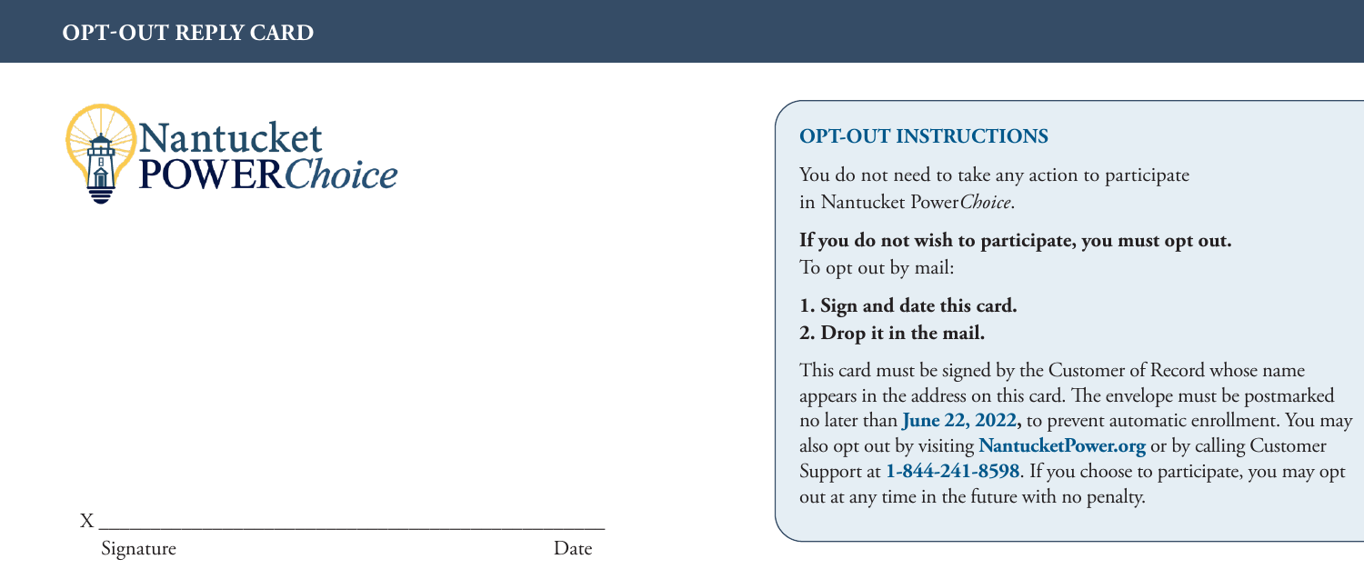## OPT-OUT REPLY CARD

Nantucket
POWER*Choice*

X ______________________________________________

Signature Date

### OPT-OUT INSTRUCTIONS

You do not need to take any action to participate in Nantucket Power*Choice*.

**If you do not wish to participate, you must opt out.**
To opt out by mail:

**1. Sign and date this card.**
**2. Drop it in the mail.**

This card must be signed by the Customer of Record whose name appears in the address on this card. The envelope must be postmarked no later than **June 22, 2022,** to prevent automatic enrollment. You may also opt out by visiting **NantucketPower.org** or by calling Customer Support at **1-844-241-8598**. If you choose to participate, you may opt out at any time in the future with no penalty.